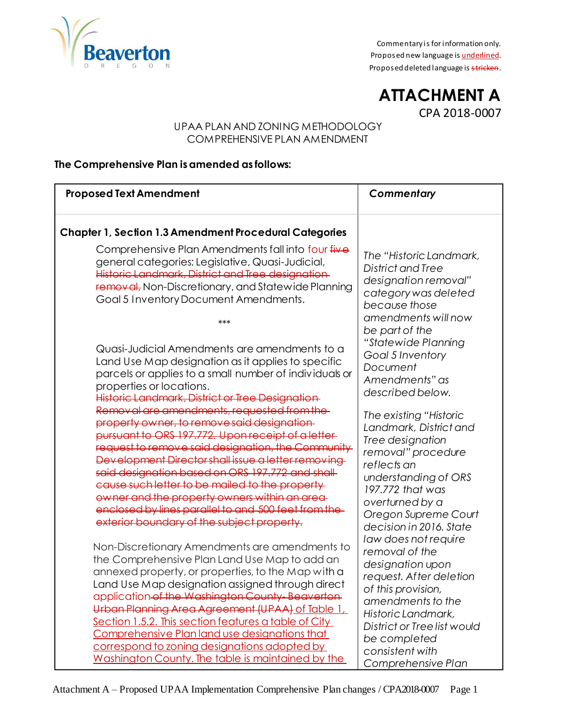Commentary is for information only.
Proposed new language is <u>underlined</u>.
Proposed deleted language is ~~stricken~~.

# ATTACHMENT A

CPA 2018-0007

UPAA PLAN AND ZONING METHODOLOGY
COMPREHENSIVE PLAN AMENDMENT

**The Comprehensive Plan is amended as follows:**

| **Proposed Text Amendment** | ***Commentary*** |
|---|---|
| **Chapter 1, Section 1.3 Amendment Procedural Categories**<br><br>Comprehensive Plan Amendments fall into <u>four</u> ~~five~~ general categories: Legislative, Quasi-Judicial, ~~Historic Landmark, District and Tree designation removal,~~ Non-Discretionary, and Statewide Planning Goal 5 Inventory Document Amendments.<br><br>\*\*\*<br><br>Quasi-Judicial Amendments are amendments to a Land Use Map designation as it applies to specific parcels or applies to a small number of individuals or properties or locations.<br>~~Historic Landmark, District or Tree Designation Removal are amendments, requested from the property owner, to remove said designation pursuant to ORS 197.772. Upon receipt of a letter request to remove said designation, the Community Development Director shall issue a letter removing said designation based on ORS 197.772 and shall cause such letter to be mailed to the property owner and the property owners within an area enclosed by lines parallel to and 500 feet from the exterior boundary of the subject property.~~<br><br>Non-Discretionary Amendments are amendments to the Comprehensive Plan Land Use Map to add an annexed property, or properties, to the Map with a Land Use Map designation assigned through direct <u>application</u> ~~of the Washington County-Beaverton Urban Planning Area Agreement (UPAA)~~ <u>of Table 1, Section 1.5.2. This section features a table of City Comprehensive Plan land use designations that correspond to zoning designations adopted by Washington County. The table is maintained by the</u> | *The "Historic Landmark, District and Tree designation removal" category was deleted because those amendments will now be part of the "Statewide Planning Goal 5 Inventory Document Amendments" as described below.*<br><br>*The existing "Historic Landmark, District and Tree designation removal" procedure reflects an understanding of ORS 197.772 that was overturned by a Oregon Supreme Court decision in 2016. State law does not require removal of the designation upon request. After deletion of this provision, amendments to the Historic Landmark, District or Tree list would be completed consistent with Comprehensive Plan* |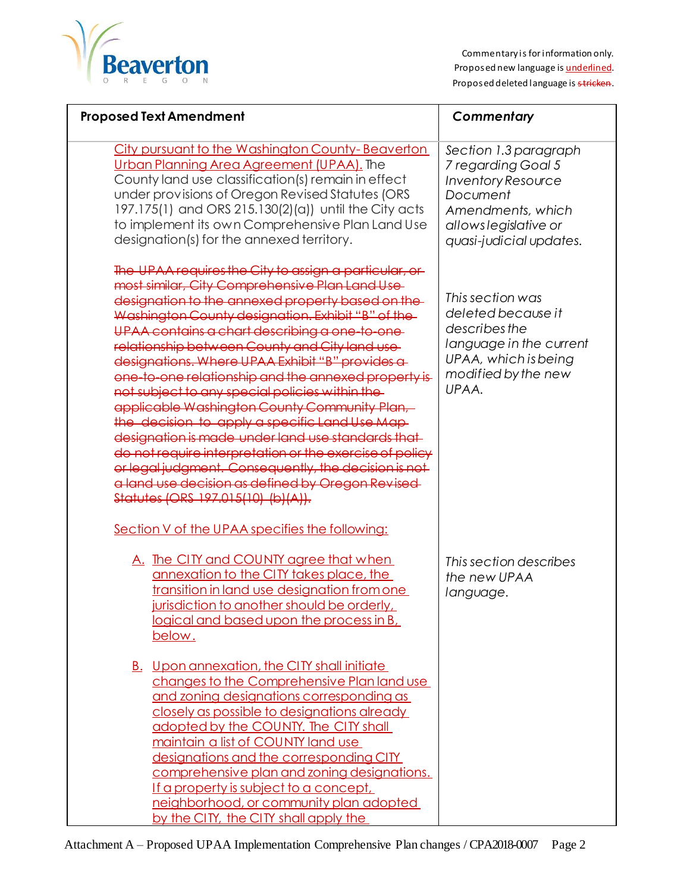Commentary is for information only.
Proposed new language is <u>underlined</u>.
Proposed deleted language is ~~stricken~~.

| Proposed Text Amendment | *Commentary* |
|---|---|
| <u>City pursuant to the Washington County-Beaverton Urban Planning Area Agreement (UPAA).</u> The County land use classification(s) remain in effect under provisions of Oregon Revised Statutes (ORS 197.175(1) and ORS 215.130(2)(a)) until the City acts to implement its own Comprehensive Plan Land Use designation(s) for the annexed territory. | *Section 1.3 paragraph 7 regarding Goal 5 Inventory Resource Document Amendments, which allows legislative or quasi-judicial updates.* |
| ~~The UPAA requires the City to assign a particular, or most similar, City Comprehensive Plan Land Use designation to the annexed property based on the Washington County designation. Exhibit "B" of the UPAA contains a chart describing a one-to-one relationship between County and City land use designations. Where UPAA Exhibit "B" provides a one-to-one relationship and the annexed property is not subject to any special policies within the applicable Washington County Community Plan, the decision to apply a specific Land Use Map designation is made under land use standards that do not require interpretation or the exercise of policy or legal judgment. Consequently, the decision is not a land use decision as defined by Oregon Revised Statutes (ORS 197.015(10) (b)(A)).~~ | *This section was deleted because it describes the language in the current UPAA, which is being modified by the new UPAA.* |
| <u>Section V of the UPAA specifies the following:</u><br><br><u>A. The CITY and COUNTY agree that when annexation to the CITY takes place, the transition in land use designation from one jurisdiction to another should be orderly, logical and based upon the process in B, below.</u><br><br><u>B. Upon annexation, the CITY shall initiate changes to the Comprehensive Plan land use and zoning designations corresponding as closely as possible to designations already adopted by the COUNTY. The CITY shall maintain a list of COUNTY land use designations and the corresponding CITY comprehensive plan and zoning designations. If a property is subject to a concept, neighborhood, or community plan adopted by the CITY, the CITY shall apply the</u> | *This section describes the new UPAA language.* |

Attachment A – Proposed UPAA Implementation Comprehensive Plan changes / CPA2018-0007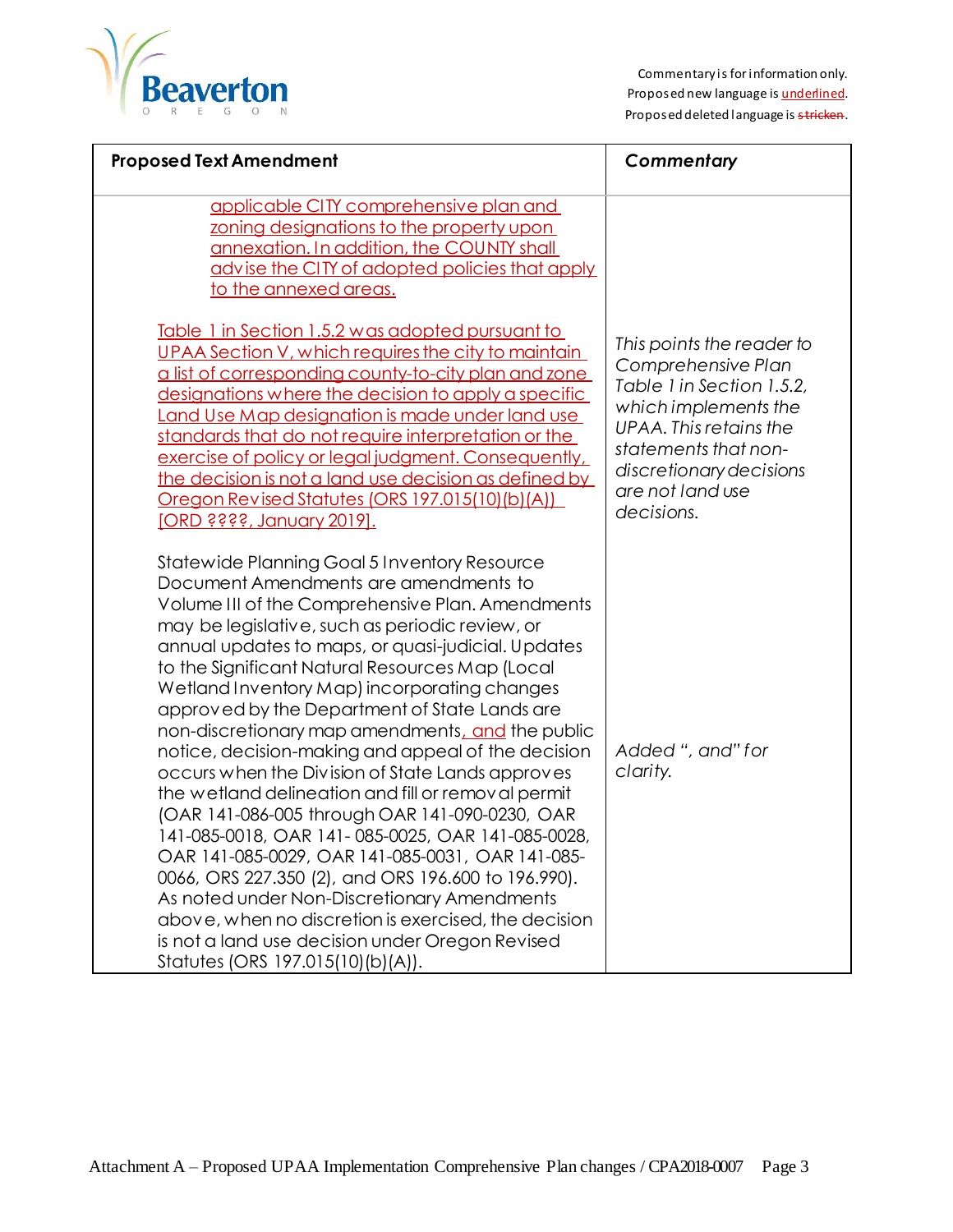Commentary is for information only.
Proposed new language is <u>underlined</u>.
Proposed deleted language is ~~stricken~~.

| Proposed Text Amendment | *Commentary* |
|---|---|
| <u>applicable CITY comprehensive plan and zoning designations to the property upon annexation. In addition, the COUNTY shall advise the CITY of adopted policies that apply to the annexed areas.</u> | |
| <u>Table 1 in Section 1.5.2 was adopted pursuant to UPAA Section V, which requires the city to maintain a list of corresponding county-to-city plan and zone designations where the decision to apply a specific Land Use Map designation is made under land use standards that do not require interpretation or the exercise of policy or legal judgment. Consequently, the decision is not a land use decision as defined by Oregon Revised Statutes (ORS 197.015(10)(b)(A)) [ORD ????, January 2019].</u> | *This points the reader to Comprehensive Plan Table 1 in Section 1.5.2, which implements the UPAA. This retains the statements that non-discretionary decisions are not land use decisions.* |
| Statewide Planning Goal 5 Inventory Resource Document Amendments are amendments to Volume III of the Comprehensive Plan. Amendments may be legislative, such as periodic review, or annual updates to maps, or quasi-judicial. Updates to the Significant Natural Resources Map (Local Wetland Inventory Map) incorporating changes approved by the Department of State Lands are non-discretionary map amendments<u>, and</u> the public notice, decision-making and appeal of the decision occurs when the Division of State Lands approves the wetland delineation and fill or removal permit (OAR 141-086-005 through OAR 141-090-0230, OAR 141-085-0018, OAR 141- 085-0025, OAR 141-085-0028, OAR 141-085-0029, OAR 141-085-0031, OAR 141-085-0066, ORS 227.350 (2), and ORS 196.600 to 196.990). As noted under Non-Discretionary Amendments above, when no discretion is exercised, the decision is not a land use decision under Oregon Revised Statutes (ORS 197.015(10)(b)(A)). | *Added ", and" for clarity.* |

Attachment A – Proposed UPAA Implementation Comprehensive Plan changes / CPA2018-0007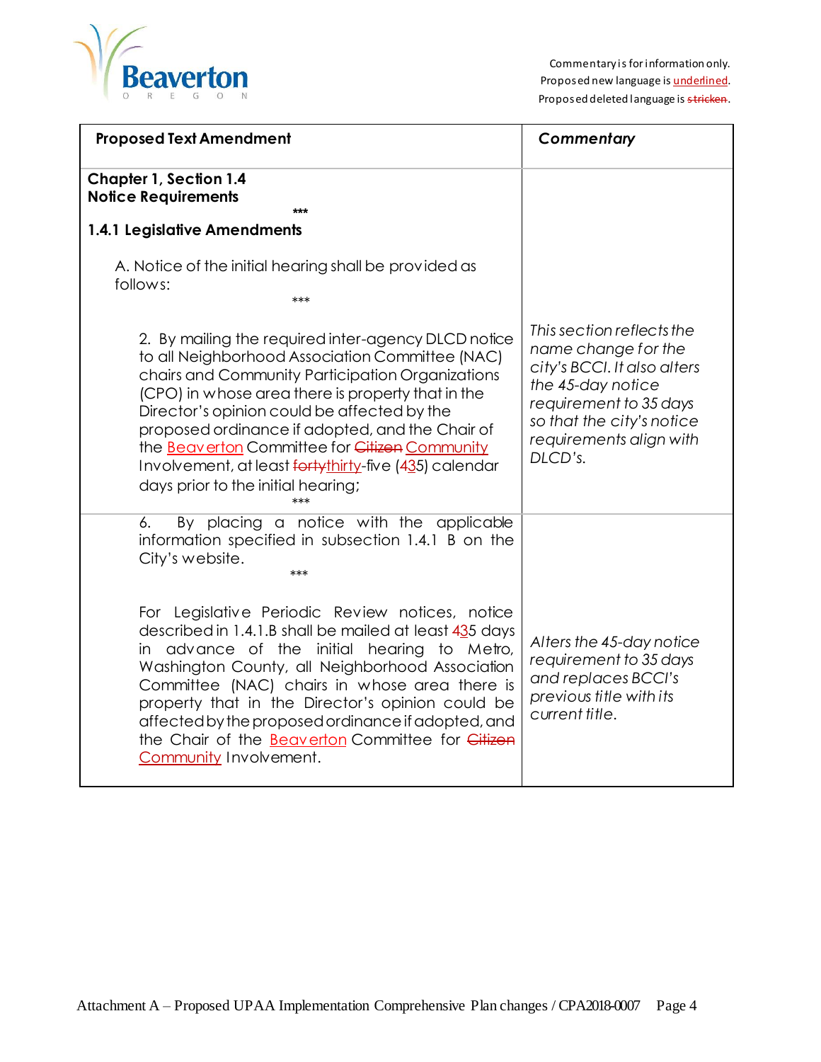Commentary is for information only.
Proposed new language is <u>underlined</u>.
Proposed deleted language is ~~stricken~~.

| Proposed Text Amendment | Commentary |
|---|---|
| **Chapter 1, Section 1.4**<br>**Notice Requirements**<br>\*\*\*<br>**1.4.1 Legislative Amendments**<br><br>A. Notice of the initial hearing shall be provided as follows:<br>\*\*\*<br><br>2. By mailing the required inter-agency DLCD notice to all Neighborhood Association Committee (NAC) chairs and Community Participation Organizations (CPO) in whose area there is property that in the Director's opinion could be affected by the proposed ordinance if adopted, and the Chair of the <u>Beaverton</u> Committee for ~~Citizen~~ <u>Community</u> Involvement, at least ~~forty~~<u>thirty</u>-five (4<u>3</u>5) calendar days prior to the initial hearing;<br>\*\*\* | *This section reflects the name change for the city's BCCI. It also alters the 45-day notice requirement to 35 days so that the city's notice requirements align with DLCD's.* |
| 6. By placing a notice with the applicable information specified in subsection 1.4.1 B on the City's website.<br>\*\*\*<br><br>For Legislative Periodic Review notices, notice described in 1.4.1.B shall be mailed at least 4<u>3</u>5 days in advance of the initial hearing to Metro, Washington County, all Neighborhood Association Committee (NAC) chairs in whose area there is property that in the Director's opinion could be affected by the proposed ordinance if adopted, and the Chair of the <u>Beaverton</u> Committee for ~~Citizen~~ <u>Community</u> Involvement. | *Alters the 45-day notice requirement to 35 days and replaces BCCI's previous title with its current title.* |

Attachment A – Proposed UPAA Implementation Comprehensive Plan changes / CPA2018-0007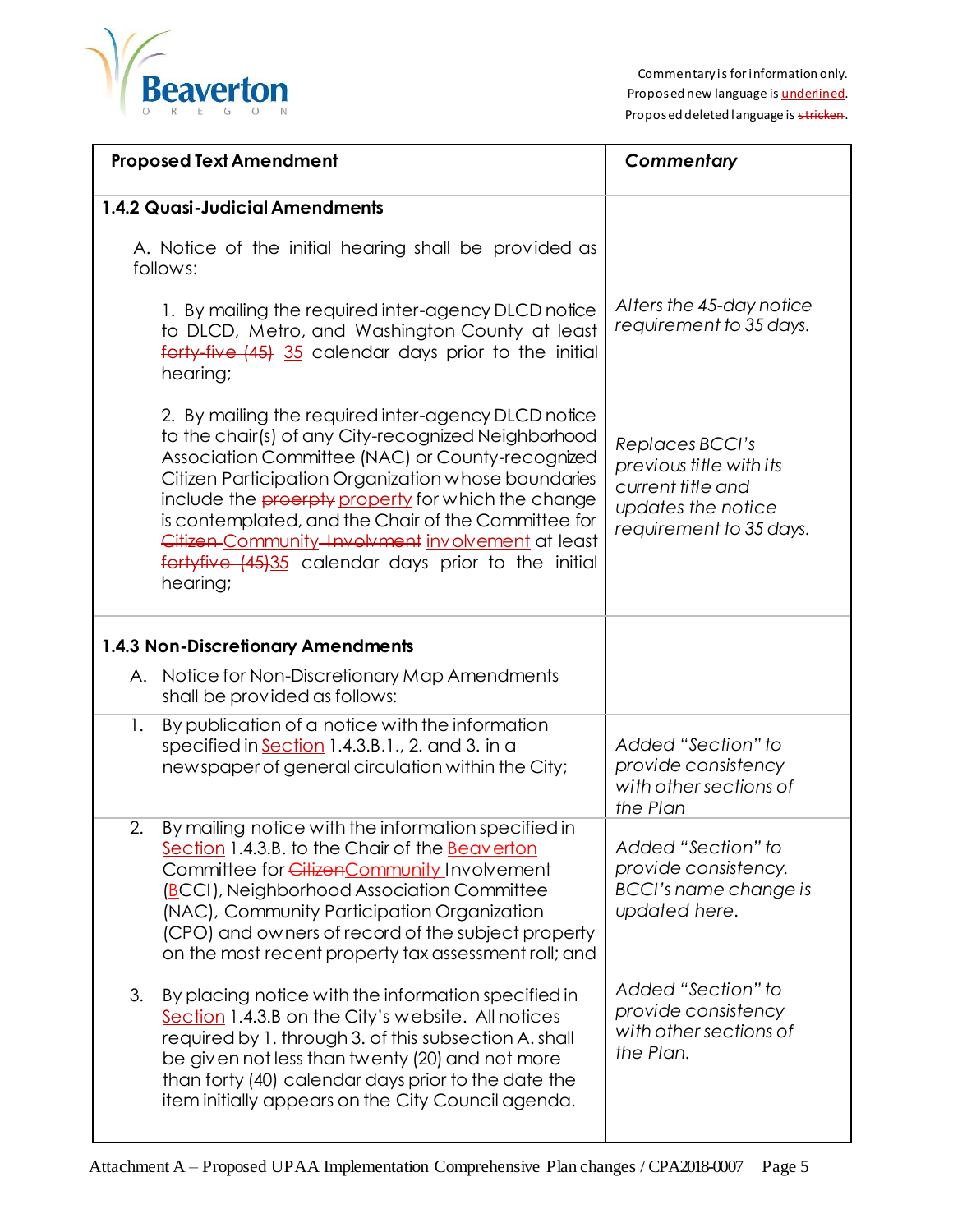Commentary is for information only.
Proposed new language is <u>underlined</u>.
Proposed deleted language is ~~stricken~~.

| Proposed Text Amendment | Commentary |
|---|---|
| **1.4.2 Quasi-Judicial Amendments** | |
| A. Notice of the initial hearing shall be provided as follows: | |
| 1. By mailing the required inter-agency DLCD notice to DLCD, Metro, and Washington County at least ~~forty-five (45)~~ <u>35</u> calendar days prior to the initial hearing; | *Alters the 45-day notice requirement to 35 days.* |
| 2. By mailing the required inter-agency DLCD notice to the chair(s) of any City-recognized Neighborhood Association Committee (NAC) or County-recognized Citizen Participation Organization whose boundaries include the ~~proerpty~~ <u>property</u> for which the change is contemplated, and the Chair of the Committee for ~~Citizen~~ <u>Community</u> ~~Involvment~~ <u>involvement</u> at least ~~fortyfive (45)~~<u>35</u> calendar days prior to the initial hearing; | *Replaces BCCI's previous title with its current title and updates the notice requirement to 35 days.* |
| **1.4.3 Non-Discretionary Amendments** | |
| A. Notice for Non-Discretionary Map Amendments shall be provided as follows: | |
| 1. By publication of a notice with the information specified in <u>Section</u> 1.4.3.B.1., 2. and 3. in a newspaper of general circulation within the City; | *Added "Section" to provide consistency with other sections of the Plan* |
| 2. By mailing notice with the information specified in <u>Section</u> 1.4.3.B. to the Chair of the <u>Beaverton</u> Committee for ~~Citizen~~<u>Community</u> Involvement (<u>B</u>CCI), Neighborhood Association Committee (NAC), Community Participation Organization (CPO) and owners of record of the subject property on the most recent property tax assessment roll; and | *Added "Section" to provide consistency. BCCI's name change is updated here.* |
| 3. By placing notice with the information specified in <u>Section</u> 1.4.3.B on the City's website. All notices required by 1. through 3. of this subsection A. shall be given not less than twenty (20) and not more than forty (40) calendar days prior to the date the item initially appears on the City Council agenda. | *Added "Section" to provide consistency with other sections of the Plan.* |

Attachment A – Proposed UPAA Implementation Comprehensive Plan changes / CPA2018-0007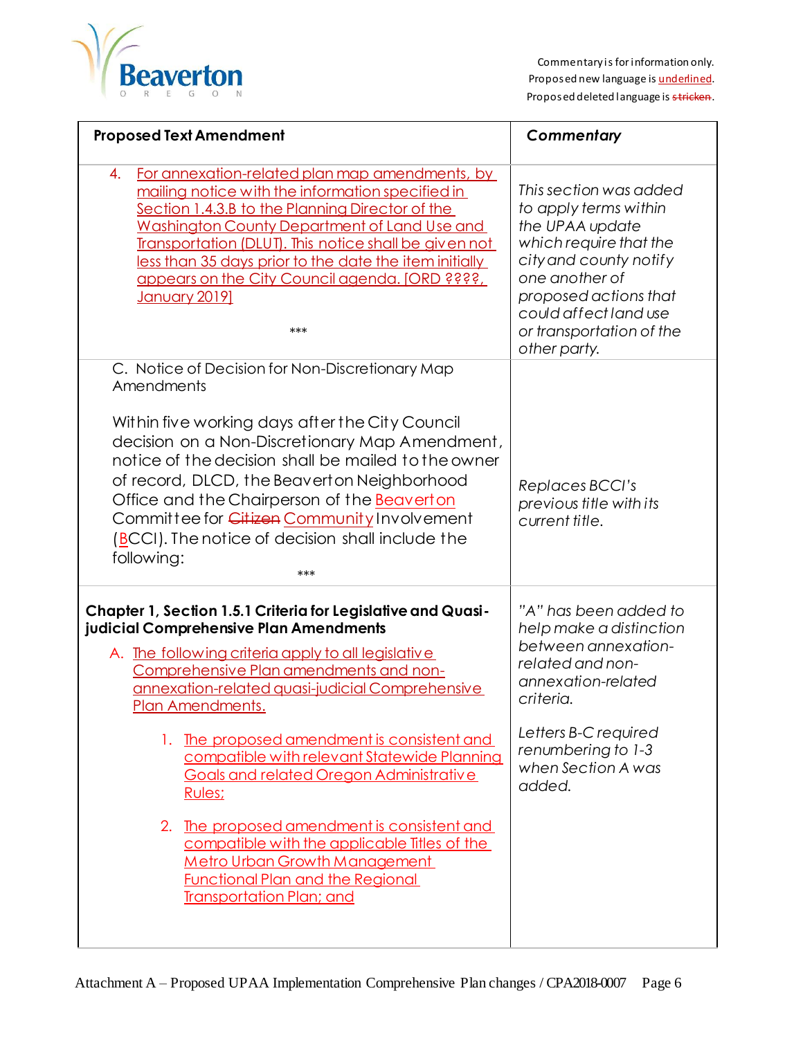Commentary is for information only.
Proposed new language is <u>underlined</u>.
Proposed deleted language is ~~stricken~~.

| Proposed Text Amendment | *Commentary* |
|---|---|
| 4. <u>For annexation-related plan map amendments, by mailing notice with the information specified in Section 1.4.3.B to the Planning Director of the Washington County Department of Land Use and Transportation (DLUT). This notice shall be given not less than 35 days prior to the date the item initially appears on the City Council agenda. [ORD ????, January 2019]</u><br><br>*** | *This section was added to apply terms within the UPAA update which require that the city and county notify one another of proposed actions that could affect land use or transportation of the other party.* |
| C. Notice of Decision for Non-Discretionary Map Amendments<br><br>Within five working days after the City Council decision on a Non-Discretionary Map Amendment, notice of the decision shall be mailed to the owner of record, DLCD, the Beaverton Neighborhood Office and the Chairperson of the <u>Beaverton</u> Committee for ~~Citizen~~ <u>Community</u> Involvement (<u>B</u>CCI). The notice of decision shall include the following:<br><br>*** | *Replaces BCCI's previous title with its current title.* |
| **Chapter 1, Section 1.5.1 Criteria for Legislative and Quasi-judicial Comprehensive Plan Amendments**<br><br>A. <u>The following criteria apply to all legislative Comprehensive Plan amendments and non-annexation-related quasi-judicial Comprehensive Plan Amendments.</u><br><br>1. <u>The proposed amendment is consistent and compatible with relevant Statewide Planning Goals and related Oregon Administrative Rules;</u><br><br>2. <u>The proposed amendment is consistent and compatible with the applicable Titles of the Metro Urban Growth Management Functional Plan and the Regional Transportation Plan; and</u> | *"A" has been added to help make a distinction between annexation-related and non-annexation-related criteria.*<br><br>*Letters B-C required renumbering to 1-3 when Section A was added.* |

Attachment A – Proposed UPAA Implementation Comprehensive Plan changes / CPA2018-0007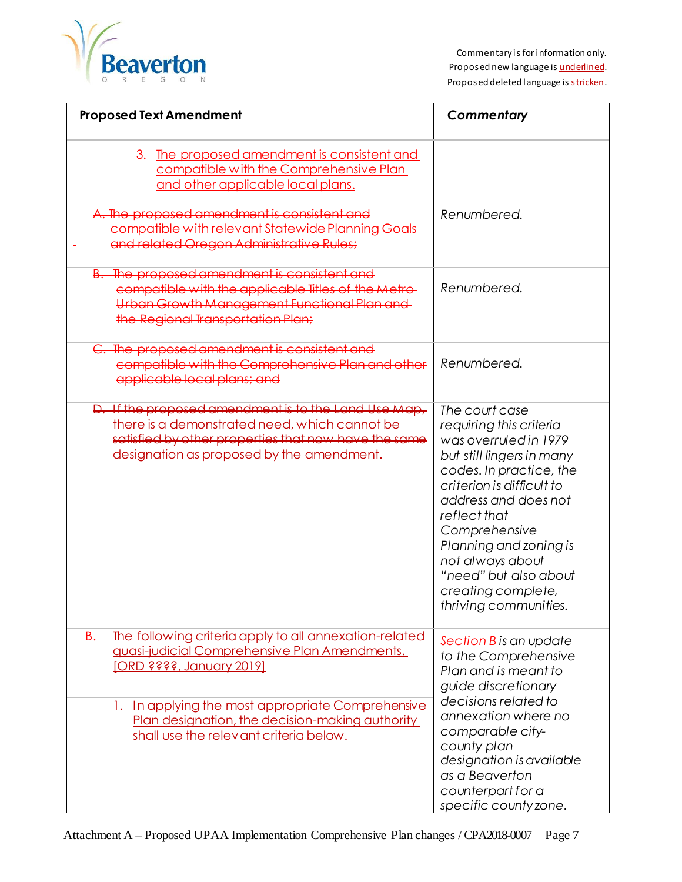Commentary is for information only.
Proposed new language is <u>underlined</u>.
Proposed deleted language is ~~stricken~~.

| Proposed Text Amendment | Commentary |
|---|---|
| 3. <u>The proposed amendment is consistent and compatible with the Comprehensive Plan and other applicable local plans.</u> | |
| ~~A. The proposed amendment is consistent and compatible with relevant Statewide Planning Goals and related Oregon Administrative Rules;~~ | *Renumbered.* |
| ~~B. The proposed amendment is consistent and compatible with the applicable Titles of the Metro Urban Growth Management Functional Plan and the Regional Transportation Plan;~~ | *Renumbered.* |
| ~~C. The proposed amendment is consistent and compatible with the Comprehensive Plan and other applicable local plans; and~~ | *Renumbered.* |
| ~~D. If the proposed amendment is to the Land Use Map, there is a demonstrated need, which cannot be satisfied by other properties that now have the same designation as proposed by the amendment.~~ | *The court case requiring this criteria was overruled in 1979 but still lingers in many codes. In practice, the criterion is difficult to address and does not reflect that Comprehensive Planning and zoning is not always about "need" but also about creating complete, thriving communities.* |
| <u>B. The following criteria apply to all annexation-related quasi-judicial Comprehensive Plan Amendments. [ORD ????, January 2019]</u><br><br>1. <u>In applying the most appropriate Comprehensive Plan designation, the decision-making authority shall use the relevant criteria below.</u> | *Section B is an update to the Comprehensive Plan and is meant to guide discretionary decisions related to annexation where no comparable city-county plan designation is available as a Beaverton counterpart for a specific county zone.* |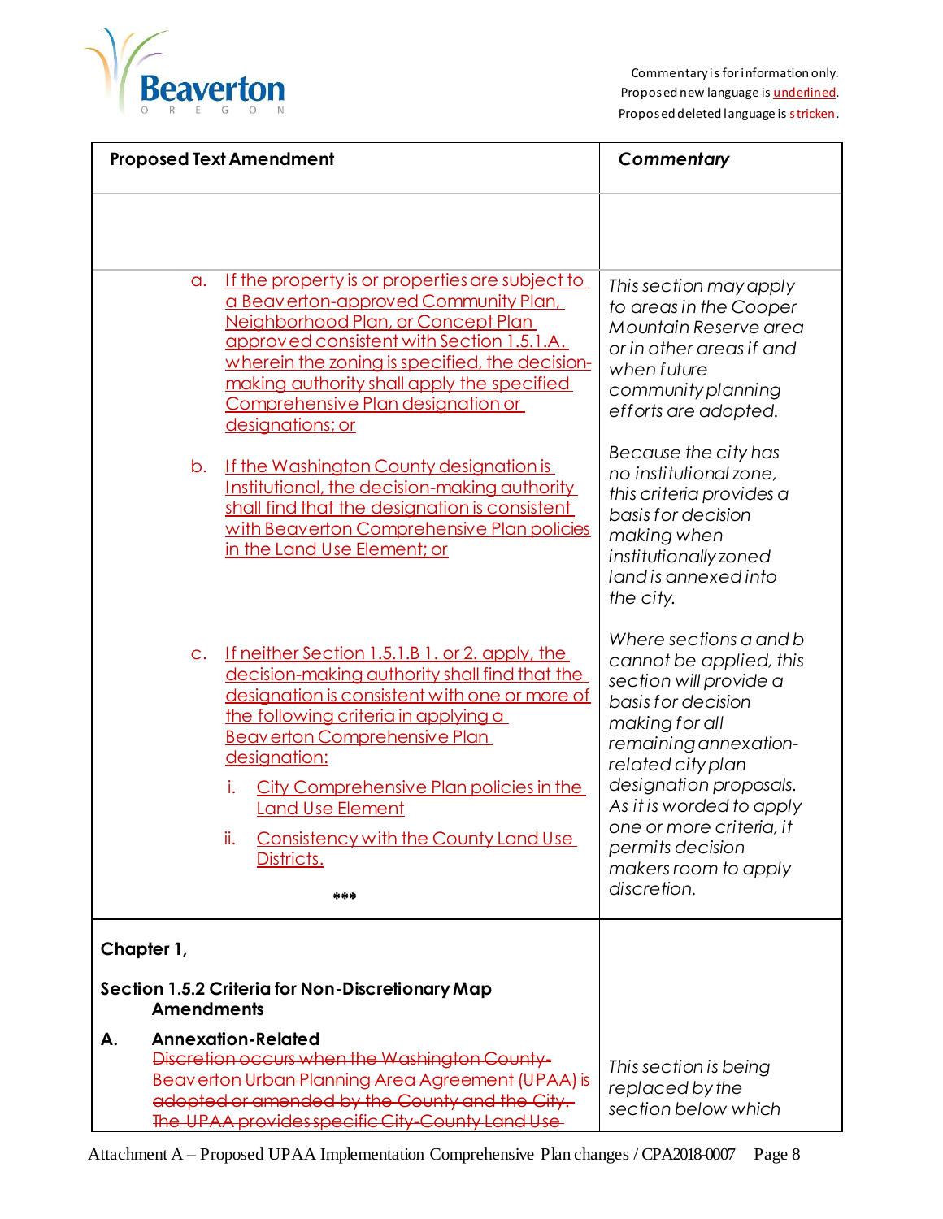Commentary is for information only.
Proposed new language is <u>underlined</u>.
Proposed deleted language is ~~stricken~~.

| Proposed Text Amendment | *Commentary* |
|---|---|
| | |
| a. <u>If the property is or properties are subject to a Beaverton-approved Community Plan, Neighborhood Plan, or Concept Plan approved consistent with Section 1.5.1.A. wherein the zoning is specified, the decision-making authority shall apply the specified Comprehensive Plan designation or designations; or</u><br><br>b. <u>If the Washington County designation is Institutional, the decision-making authority shall find that the designation is consistent with Beaverton Comprehensive Plan policies in the Land Use Element; or</u><br><br>c. <u>If neither Section 1.5.1.B 1. or 2. apply, the decision-making authority shall find that the designation is consistent with one or more of the following criteria in applying a Beaverton Comprehensive Plan designation:</u><br>i. <u>City Comprehensive Plan policies in the Land Use Element</u><br>ii. <u>Consistency with the County Land Use Districts.</u><br><br>\*\*\* | *This section may apply to areas in the Cooper Mountain Reserve area or in other areas if and when future community planning efforts are adopted.*<br><br>*Because the city has no institutional zone, this criteria provides a basis for decision making when institutionally zoned land is annexed into the city.*<br><br>*Where sections a and b cannot be applied, this section will provide a basis for decision making for all remaining annexation-related city plan designation proposals. As it is worded to apply one or more criteria, it permits decision makers room to apply discretion.* |
| **Chapter 1,**<br><br>**Section 1.5.2 Criteria for Non-Discretionary Map Amendments**<br><br>**A. Annexation-Related**<br>~~Discretion occurs when the Washington County-Beaverton Urban Planning Area Agreement (UPAA) is adopted or amended by the County and the City. The UPAA provides specific City-County Land Use~~ | *This section is being replaced by the section below which* |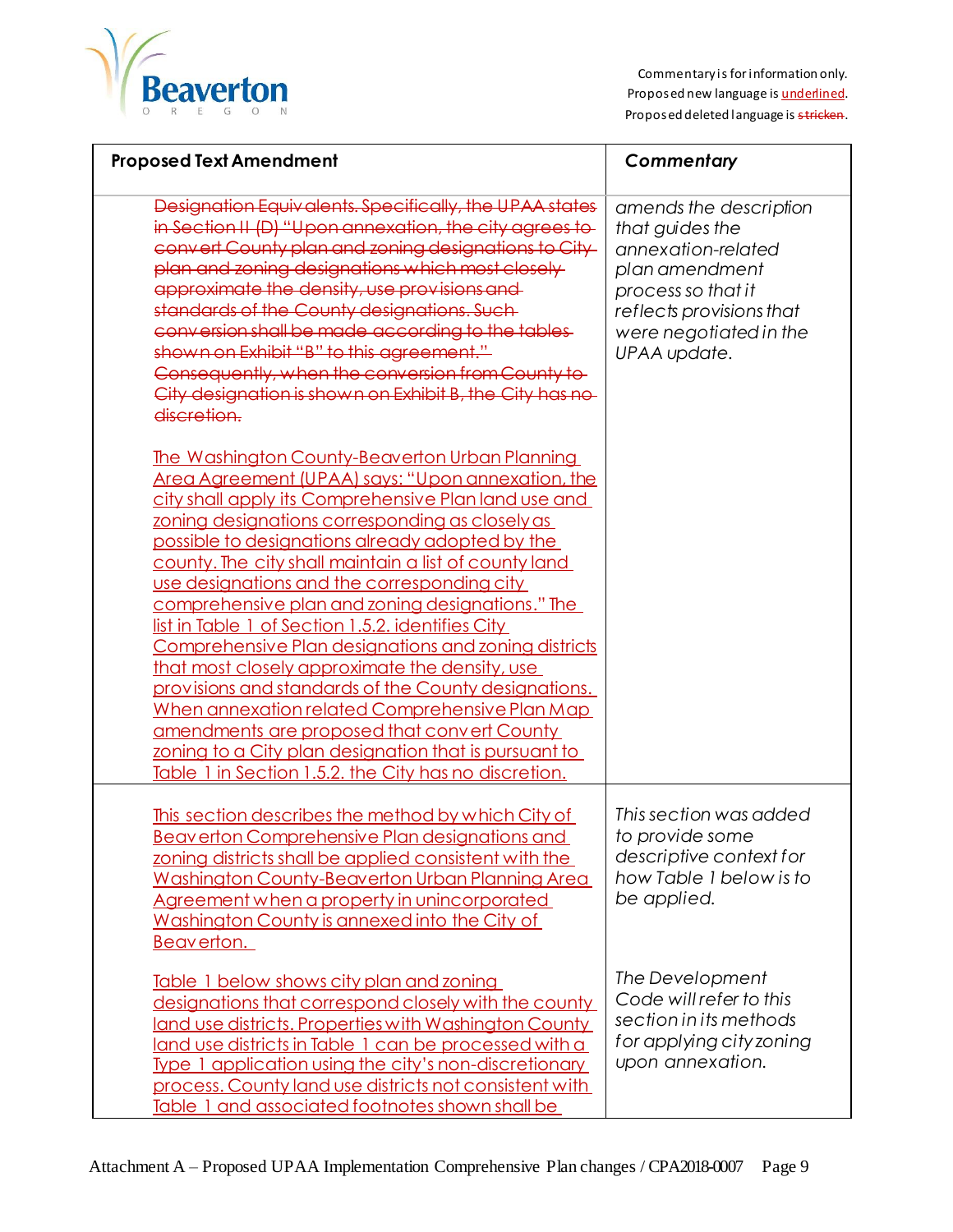Commentary is for information only.
Proposed new language is underlined.
Proposed deleted language is ~~stricken~~.

| Proposed Text Amendment | *Commentary* |
|---|---|
| ~~Designation Equivalents. Specifically, the UPAA states in Section II (D) "Upon annexation, the city agrees to convert County plan and zoning designations to City plan and zoning designations which most closely approximate the density, use provisions and standards of the County designations. Such conversion shall be made according to the tables shown on Exhibit "B" to this agreement." Consequently, when the conversion from County to City designation is shown on Exhibit B, the City has no discretion.~~<br><br><u>The Washington County-Beaverton Urban Planning Area Agreement (UPAA) says: "Upon annexation, the city shall apply its Comprehensive Plan land use and zoning designations corresponding as closely as possible to designations already adopted by the county. The city shall maintain a list of county land use designations and the corresponding city comprehensive plan and zoning designations." The list in Table 1 of Section 1.5.2. identifies City Comprehensive Plan designations and zoning districts that most closely approximate the density, use provisions and standards of the County designations. When annexation related Comprehensive Plan Map amendments are proposed that convert County zoning to a City plan designation that is pursuant to Table 1 in Section 1.5.2. the City has no discretion.</u> | *amends the description that guides the annexation-related plan amendment process so that it reflects provisions that were negotiated in the UPAA update.* |
| <u>This section describes the method by which City of Beaverton Comprehensive Plan designations and zoning districts shall be applied consistent with the Washington County-Beaverton Urban Planning Area Agreement when a property in unincorporated Washington County is annexed into the City of Beaverton.</u><br><br><u>Table 1 below shows city plan and zoning designations that correspond closely with the county land use districts. Properties with Washington County land use districts in Table 1 can be processed with a Type 1 application using the city's non-discretionary process. County land use districts not consistent with Table 1 and associated footnotes shown shall be</u> | *This section was added to provide some descriptive context for how Table 1 below is to be applied.*<br><br>*The Development Code will refer to this section in its methods for applying city zoning upon annexation.* |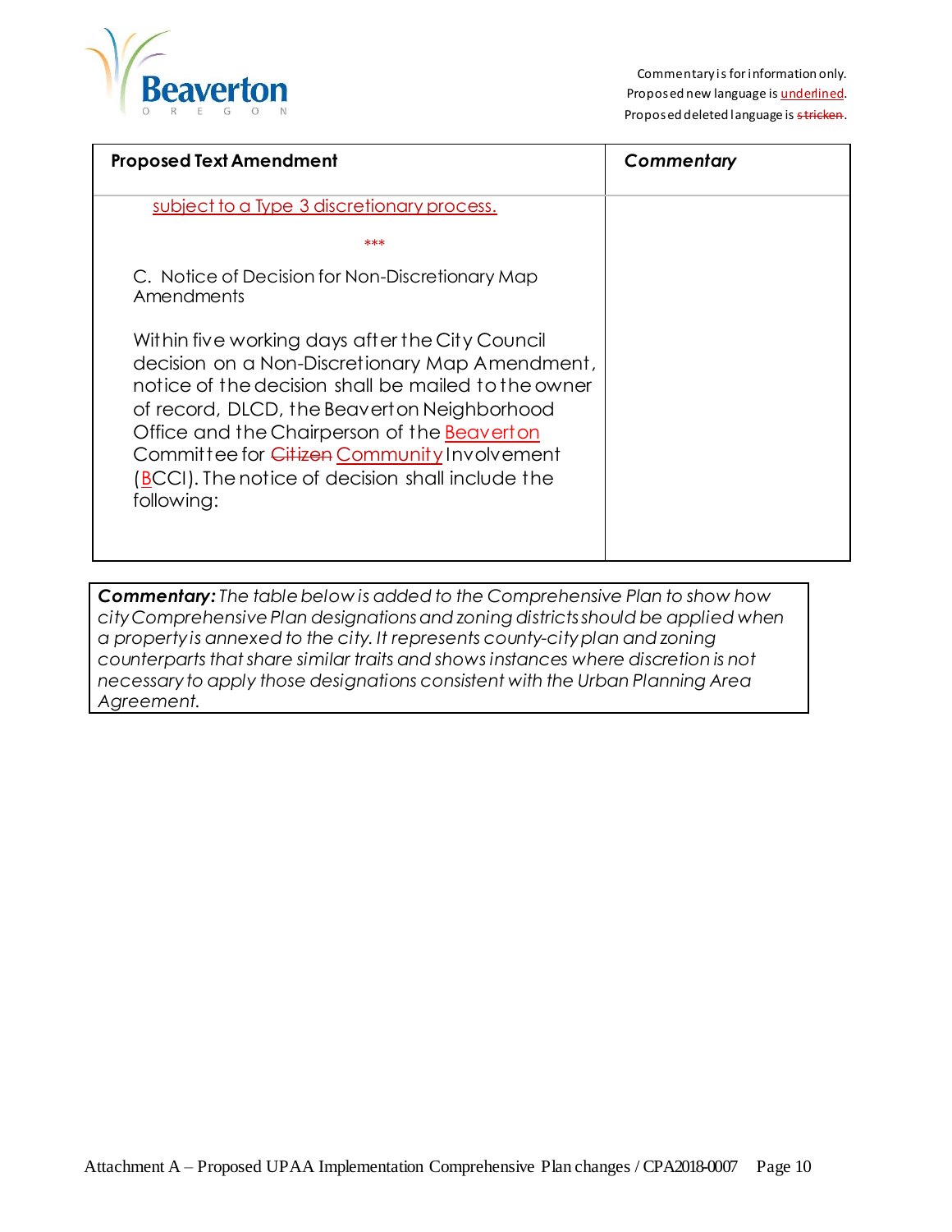Commentary is for information only.
Proposed new language is <u>underlined</u>.
Proposed deleted language is ~~stricken~~.

| Proposed Text Amendment | *Commentary* |
|---|---|
| <u>subject to a Type 3 discretionary process.</u><br><br>\*\*\*<br><br>C. Notice of Decision for Non-Discretionary Map Amendments<br><br>Within five working days after the City Council decision on a Non-Discretionary Map Amendment, notice of the decision shall be mailed to the owner of record, DLCD, the Beaverton Neighborhood Office and the Chairperson of the <u>Beaverton</u> Committee for ~~Citizen~~ <u>Community</u> Involvement (<u>B</u>CCI). The notice of decision shall include the following: | |

***Commentary:*** *The table below is added to the Comprehensive Plan to show how city Comprehensive Plan designations and zoning districts should be applied when a property is annexed to the city. It represents county-city plan and zoning counterparts that share similar traits and shows instances where discretion is not necessary to apply those designations consistent with the Urban Planning Area Agreement.*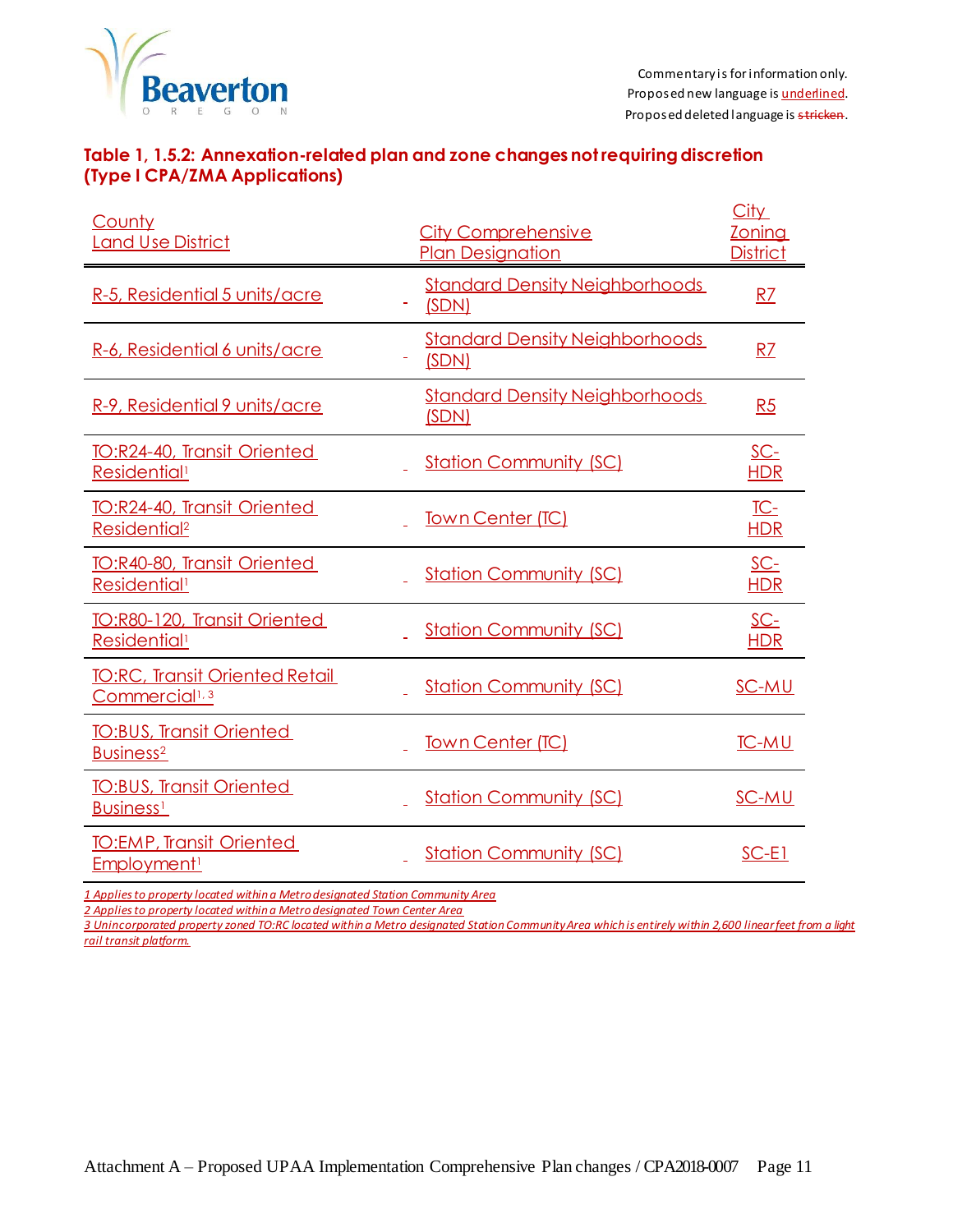Commentary is for information only.
Proposed new language is underlined.
Proposed deleted language is ~~stricken~~.

### Table 1, 1.5.2: Annexation-related plan and zone changes not requiring discretion (Type I CPA/ZMA Applications)

| County Land Use District | City Comprehensive Plan Designation | City Zoning District |
|---|---|---|
| R-5, Residential 5 units/acre | Standard Density Neighborhoods (SDN) | R7 |
| R-6, Residential 6 units/acre | Standard Density Neighborhoods (SDN) | R7 |
| R-9, Residential 9 units/acre | Standard Density Neighborhoods (SDN) | R5 |
| TO:R24-40, Transit Oriented Residential[1] | Station Community (SC) | SC-HDR |
| TO:R24-40, Transit Oriented Residential[2] | Town Center (TC) | TC-HDR |
| TO:R40-80, Transit Oriented Residential[1] | Station Community (SC) | SC-HDR |
| TO:R80-120, Transit Oriented Residential[1] | Station Community (SC) | SC-HDR |
| TO:RC, Transit Oriented Retail Commercial[1, 3] | Station Community (SC) | SC-MU |
| TO:BUS, Transit Oriented Business[2] | Town Center (TC) | TC-MU |
| TO:BUS, Transit Oriented Business[1] | Station Community (SC) | SC-MU |
| TO:EMP, Transit Oriented Employment[1] | Station Community (SC) | SC-E1 |

*1 Applies to property located within a Metro designated Station Community Area*
*2 Applies to property located within a Metro designated Town Center Area*
*3 Unincorporated property zoned TO:RC located within a Metro designated Station Community Area which is entirely within 2,600 linear feet from a light rail transit platform.*

Attachment A – Proposed UPAA Implementation Comprehensive Plan changes / CPA2018-0007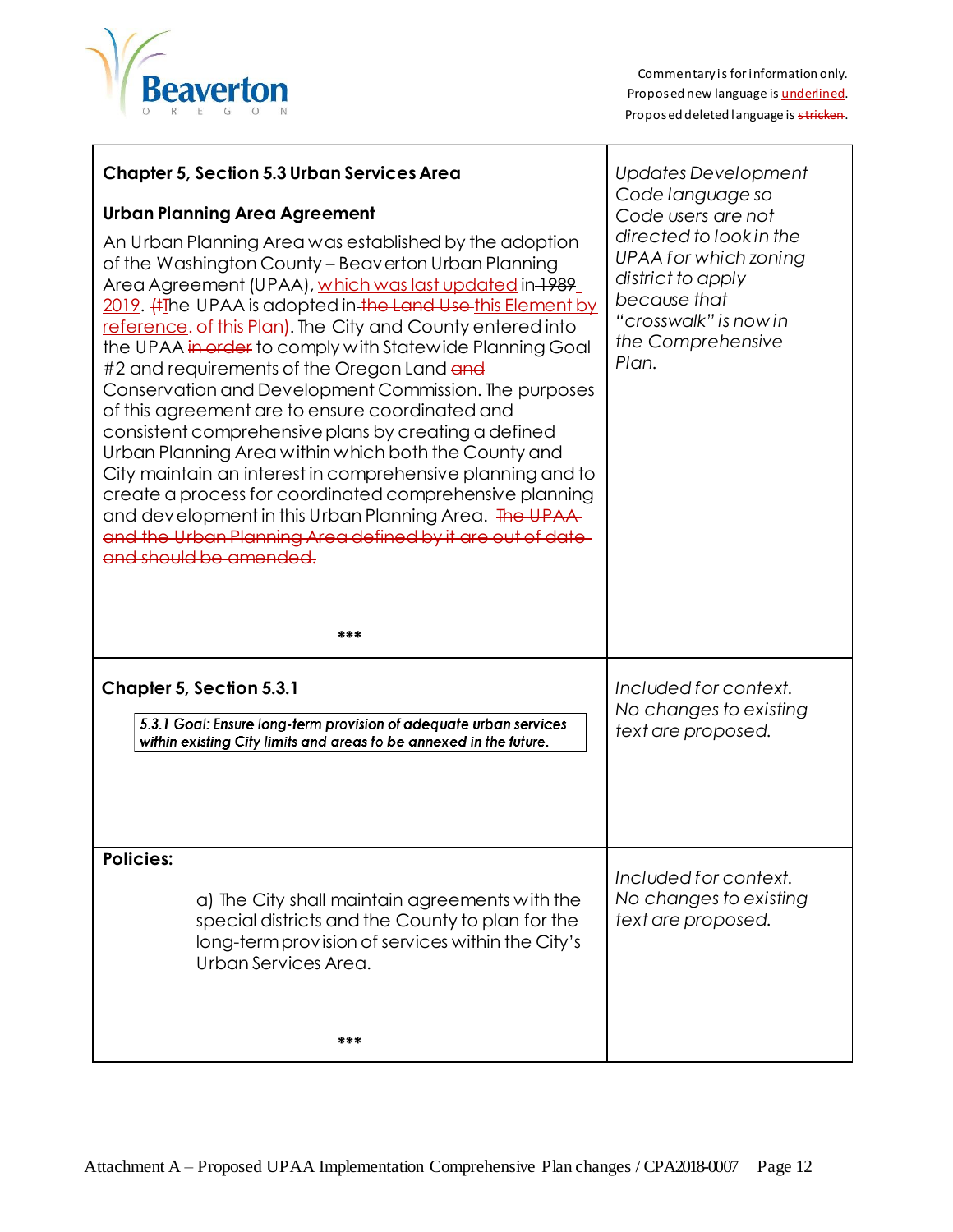Commentary is for information only.
Proposed new language is <u>underlined</u>.
Proposed deleted language is ~~stricken~~.

| | |
|---|---|
| **Chapter 5, Section 5.3 Urban Services Area**<br><br>**Urban Planning Area Agreement**<br><br>An Urban Planning Area was established by the adoption of the Washington County – Beaverton Urban Planning Area Agreement (UPAA), <u>which was last updated</u> in ~~1989~~ <u>2019</u>. ~~(t~~<u>T</u>he UPAA is adopted in ~~the Land Use~~ <u>this Element by reference</u>~~. of this Plan)~~. The City and County entered into the UPAA ~~in order~~ to comply with Statewide Planning Goal #2 and requirements of the Oregon Land ~~and~~ Conservation and Development Commission. The purposes of this agreement are to ensure coordinated and consistent comprehensive plans by creating a defined Urban Planning Area within which both the County and City maintain an interest in comprehensive planning and to create a process for coordinated comprehensive planning and development in this Urban Planning Area. ~~The UPAA and the Urban Planning Area defined by it are out of date and should be amended.~~<br><br>\*\*\* | *Updates Development Code language so Code users are not directed to look in the UPAA for which zoning district to apply because that "crosswalk" is now in the Comprehensive Plan.* |
| **Chapter 5, Section 5.3.1**<br><br>*5.3.1 Goal: Ensure long-term provision of adequate urban services within existing City limits and areas to be annexed in the future.* | *Included for context. No changes to existing text are proposed.* |
| **Policies:**<br><br>a) The City shall maintain agreements with the special districts and the County to plan for the long-term provision of services within the City's Urban Services Area.<br><br>\*\*\* | *Included for context. No changes to existing text are proposed.* |

Attachment A – Proposed UPAA Implementation Comprehensive Plan changes / CPA2018-0007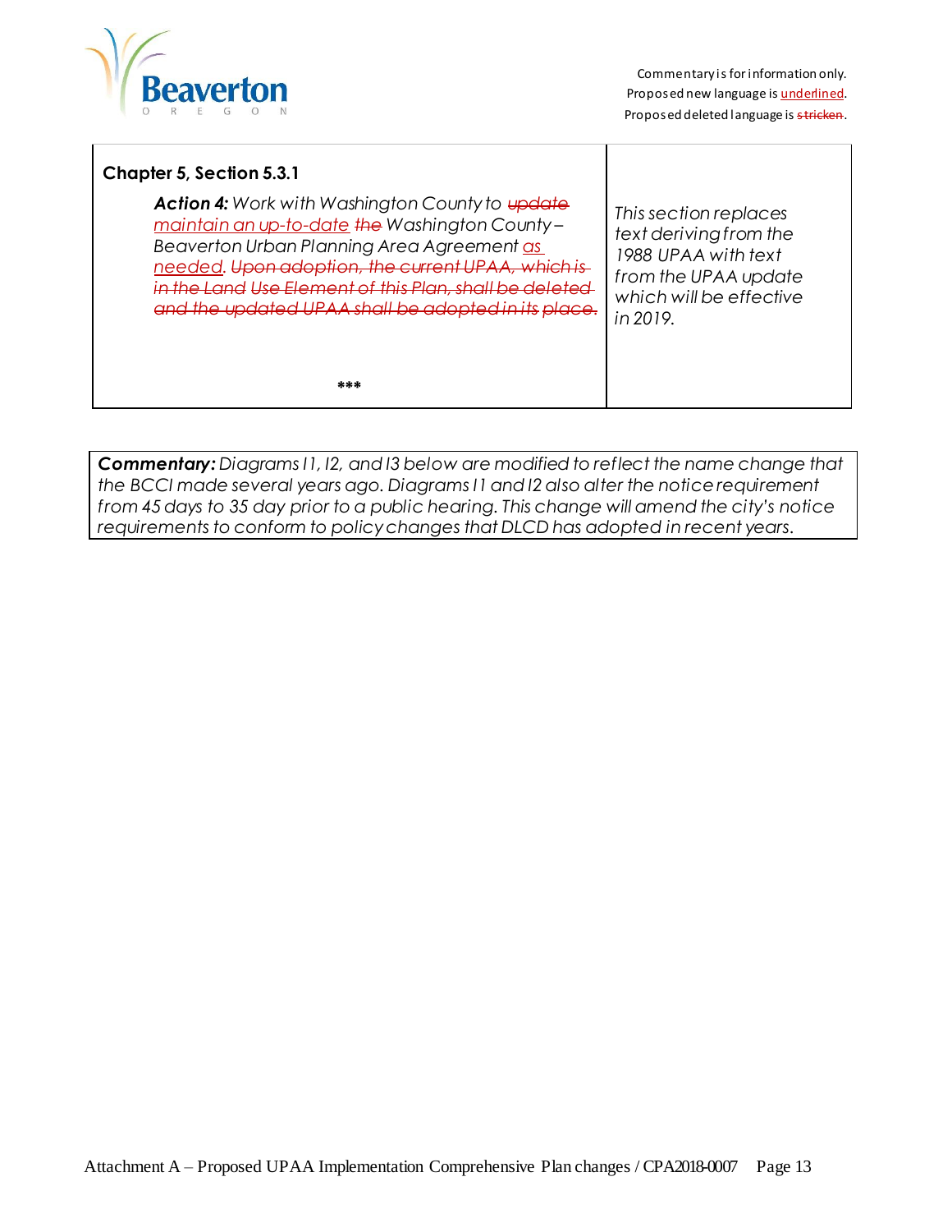Commentary is for information only.
Proposed new language is <u>underlined</u>.
Proposed deleted language is ~~stricken~~.

| **Chapter 5, Section 5.3.1**<br><br>***Action 4:*** *Work with Washington County to ~~update~~ <u>maintain an up-to-date</u> ~~the~~ Washington County – Beaverton Urban Planning Area Agreement <u>as needed</u>. ~~Upon adoption, the current UPAA, which is in the Land Use Element of this Plan, shall be deleted and the updated UPAA shall be adopted in its place.~~*<br><br>*** | *This section replaces text deriving from the 1988 UPAA with text from the UPAA update which will be effective in 2019.* |
|---|---|

***Commentary:*** *Diagrams I1, I2, and I3 below are modified to reflect the name change that the BCCI made several years ago. Diagrams I1 and I2 also alter the notice requirement from 45 days to 35 day prior to a public hearing. This change will amend the city's notice requirements to conform to policy changes that DLCD has adopted in recent years.*

Attachment A – Proposed UPAA Implementation Comprehensive Plan changes / CPA2018-0007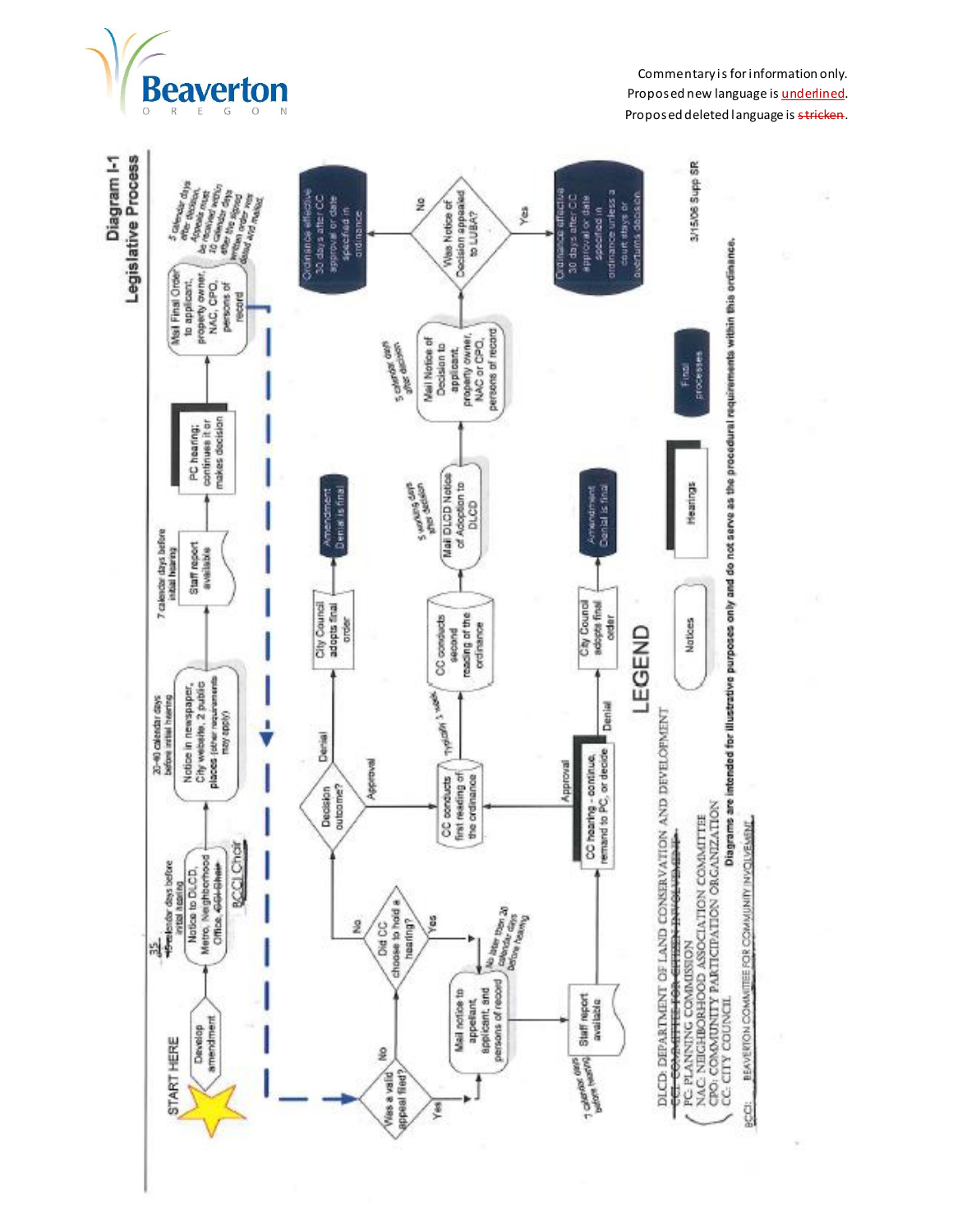Commentary is for information only.
Proposed new language is <u>underlined</u>.
Proposed deleted language is ~~stricken~~.

# Diagram I-1
## Legislative Process

START HERE

- Develop amendment
- Notice to DLCD, Metro, Neighborhood Office, ~~CCI Chair~~ <u>BCCI Chair</u> — <u>35</u> ~~45~~ calendar days before initial hearing
- Notice in newspaper, City website, 2 public places (other requirements may apply) — 20-40 calendar days before initial hearing
- Staff report available — 7 calendar days before initial hearing
- PC hearing: continues it or makes decision
- Mail Final Order to applicant, property owner, NAC, CPO, persons of record — 5 calendar days after decision. Appeals must be received within 10 calendar days after the signed written order was dated and mailed.
- Was a valid appeal filed?
  - No → Did CC choose to hold a hearing?
    - No → Decision outcome?
    - Yes → Mail notice to appellant, applicant, and persons of record (No later than 20 calendar days before hearing)
  - Yes → Mail notice to appellant, applicant, and persons of record (No later than 20 calendar days before hearing)
- Staff report available — 7 calendar days before hearing
- CC hearing - continue, remand to PC, or decide
  - Denial → City Council adopts final order → Amendment Denial is final
  - Approval → CC conducts first reading of the ordinance
- Decision outcome?
  - Denial → City Council adopts final order → Amendment Denial is final
  - Approval → CC conducts first reading of the ordinance
- CC conducts first reading of the ordinance — Typically 1 week → CC conducts second reading of the ordinance
- Mail DLCD Notice of Adoption to DLCD — 5 working days after decision
- Mail Notice of Decision to applicant, property owner, NAC or CPO, persons of record — 5 calendar days after decision
- Was Notice of Decision appealed to LUBA?
  - No → Ordinance effective 30 days after CC approval or date specified in ordinance
  - Yes → Ordinance effective 30 days after CC approval or date specified in ordinance unless a court stays or overturns decision

## LEGEND

- Notices
- Hearings
- Final processes

DLCD: DEPARTMENT OF LAND CONSERVATION AND DEVELOPMENT
~~CCI: COMMITTEE FOR CITIZEN INVOLVEMENT~~
PC: PLANNING COMMISSION
NAC: NEIGHBORHOOD ASSOCIATION COMMITTEE
CPO: COMMUNITY PARTICIPATION ORGANIZATION
CC: CITY COUNCIL
<u>BCCI: BEAVERTON COMMITTEE FOR COMMUNITY INVOLVEMENT</u>

3/15/06 Supp SR

**Diagrams are intended for illustrative purposes only and do not serve as the procedural requirements within this ordinance.**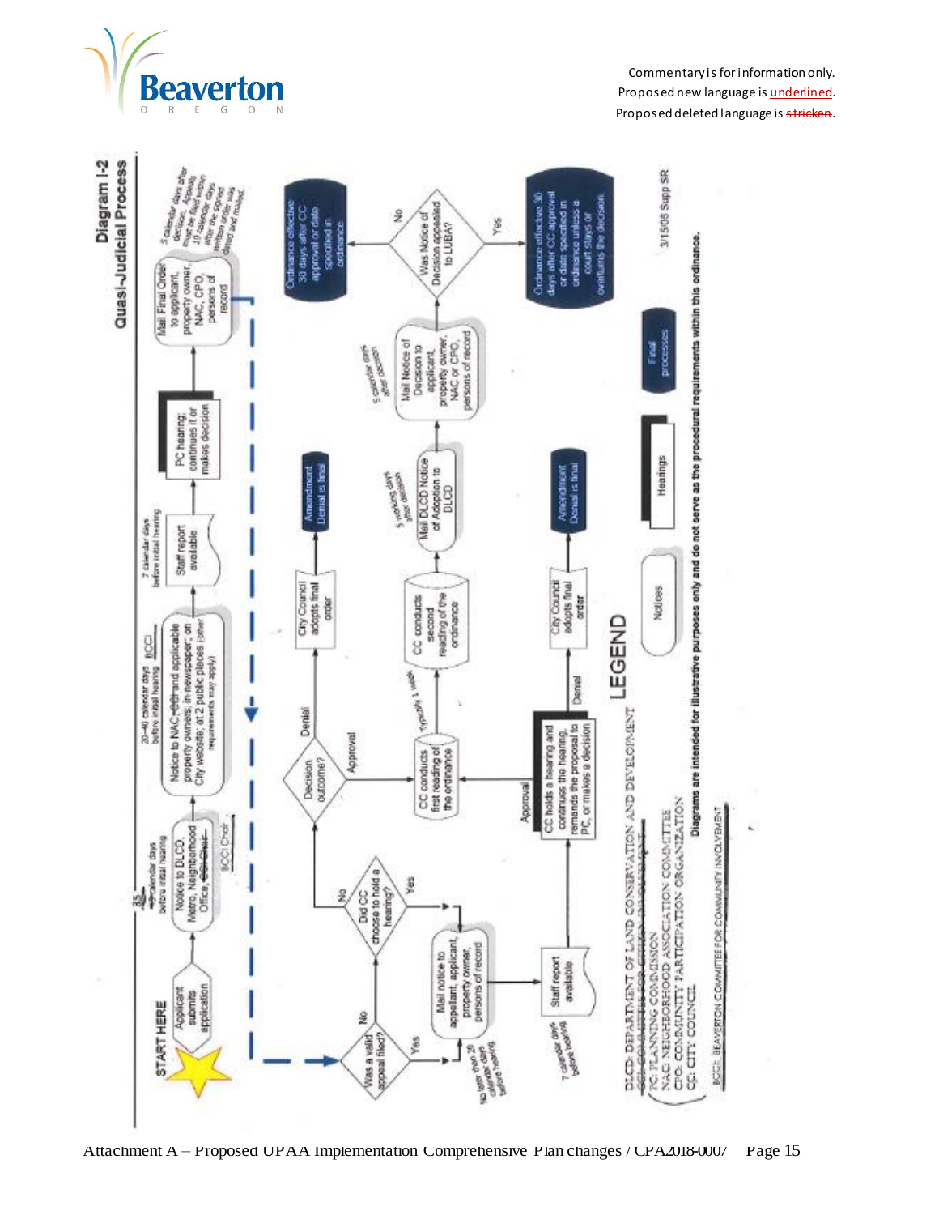Commentary is for information only.
Proposed new language is <u>underlined</u>.
Proposed deleted language is ~~stricken~~.

## Diagram I-2
## Quasi-Judicial Process

START HERE

Applicant submits application

35 ~~45~~ calendar days before initial hearing

Notice to DLCD, Metro, Neighborhood Office, ~~CCI Chair~~ BCCI Chair

20-40 calendar days before initial hearing

Notice to NAC, ~~CCI~~ BCCI and applicable property owners; in newspaper; on City website; at 2 public places (other requirements may apply)

7 calendar days before initial hearing

Staff report available

PC hearing; continues it or makes decision

Mail Final Order to applicant, property owner, NAC, CPO, persons of record

5 calendar days after decision. Appeals must be filed within 10 calendar days after the signed written order was dated and mailed.

Was a valid appeal filed?

- No / Yes

No later than 20 calendar days before hearing

Mail notice to appellant, applicant, property owner, persons of record

Did CC choose to hold a hearing?

- No / Yes

7 calendar days before hearing

Staff report available

CC holds a hearing and continues the hearing, remands the proposal to PC, or makes a decision

- Denial: City Council adopts final order → Amendment Denial is final
- Approval

Decision outcome?

- Denial: City Council adopts final order → Amendment Denial is final
- Approval

CC conducts first reading of the ordinance

Typically 1 week

CC conducts second reading of the ordinance

5 working days after decision

Mail DLCD Notice of Adoption to DLCD

5 calendar days after decision

Mail Notice of Decision to applicant, property owner, NAC or CPO, persons of record

Was Notice of Decision appealed to LUBA?

- No: Ordinance effective 30 days after CC approval or date specified in ordinance
- Yes: Ordinance effective 30 days after CC approval or date specified in ordinance unless a court stays or overturns the decision.

3/15/06 Supp SR

## LEGEND

Notices | Hearings | Final processes

DLCD: DEPARTMENT OF LAND CONSERVATION AND DEVELOPMENT
~~CCI: COMMITTEE FOR CITIZEN INVOLVEMENT~~
PC: PLANNING COMMISSION
NAC: NEIGHBORHOOD ASSOCIATION COMMITTEE
CPO: COMMUNITY PARTICIPATION ORGANIZATION
CC: CITY COUNCIL
<u>BCCI: BEAVERTON COMMITTEE FOR COMMUNITY INVOLVEMENT</u>

**Diagrams are intended for illustrative purposes only and do not serve as the procedural requirements within this ordinance.**

Attachment A – Proposed UPAA Implementation Comprehensive Plan changes / CPA2018-0007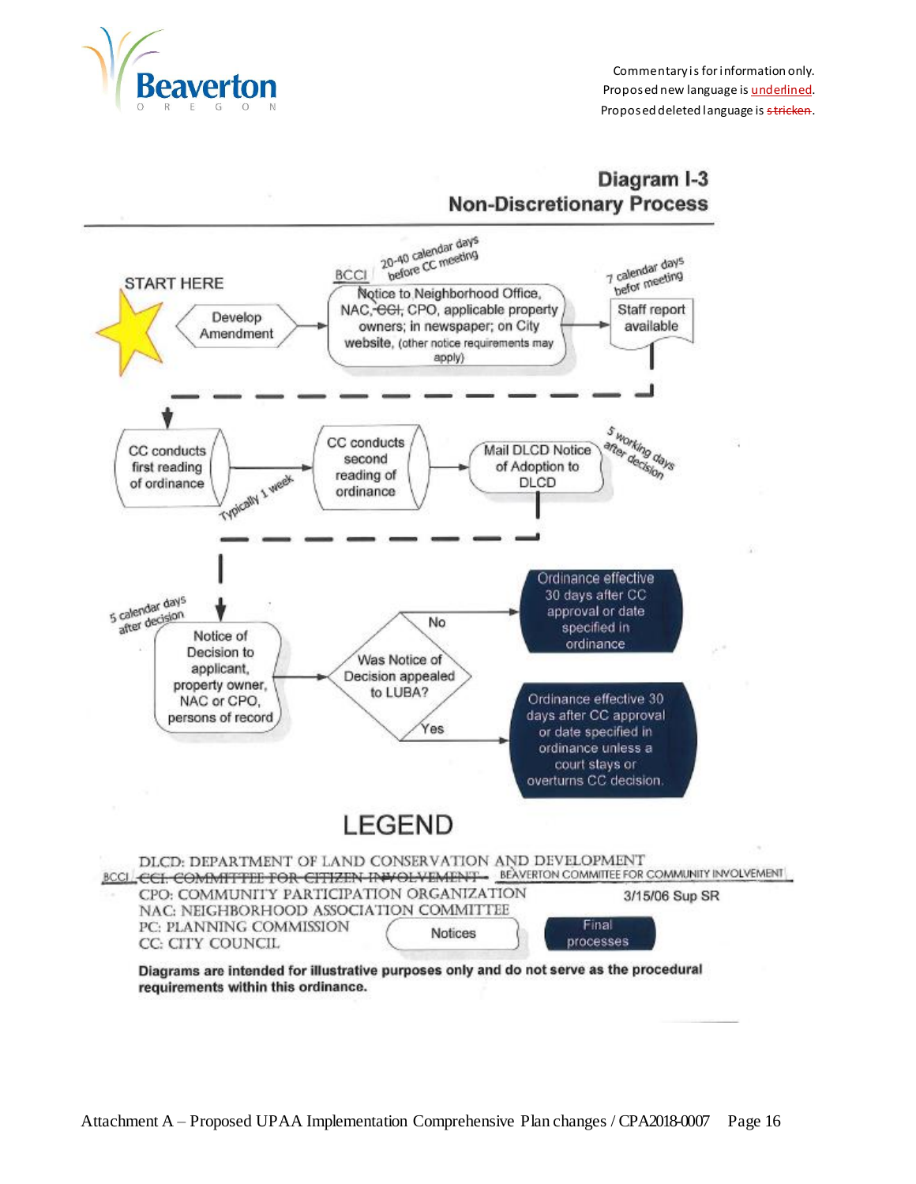Commentary is for information only.
Proposed new language is underlined.
Proposed deleted language is ~~stricken~~.

## Diagram I-3
## Non-Discretionary Process

START HERE

Develop Amendment

BCCI 20-40 calendar days before CC meeting

Notice to Neighborhood Office, NAC, ~~CCI,~~ CPO, applicable property owners; in newspaper; on City website, (other notice requirements may apply)

7 calendar days befor meeting

Staff report available

CC conducts first reading of ordinance

Typically 1 week

CC conducts second reading of ordinance

Mail DLCD Notice of Adoption to DLCD

5 working days after decision

5 calendar days after decision

Notice of Decision to applicant, property owner, NAC or CPO, persons of record

Was Notice of Decision appealed to LUBA?

No

Ordinance effective 30 days after CC approval or date specified in ordinance

Yes

Ordinance effective 30 days after CC approval or date specified in ordinance unless a court stays or overturns CC decision.

## LEGEND

DLCD: DEPARTMENT OF LAND CONSERVATION AND DEVELOPMENT
BCCI ~~CCI: COMMITTEE FOR CITIZEN INVOLVEMENT~~ BEAVERTON COMMITTEE FOR COMMUNITY INVOLVEMENT
CPO: COMMUNITY PARTICIPATION ORGANIZATION
NAC: NEIGHBORHOOD ASSOCIATION COMMITTEE
PC: PLANNING COMMISSION
CC: CITY COUNCIL

3/15/06 Sup SR

Notices

Final processes

**Diagrams are intended for illustrative purposes only and do not serve as the procedural requirements within this ordinance.**